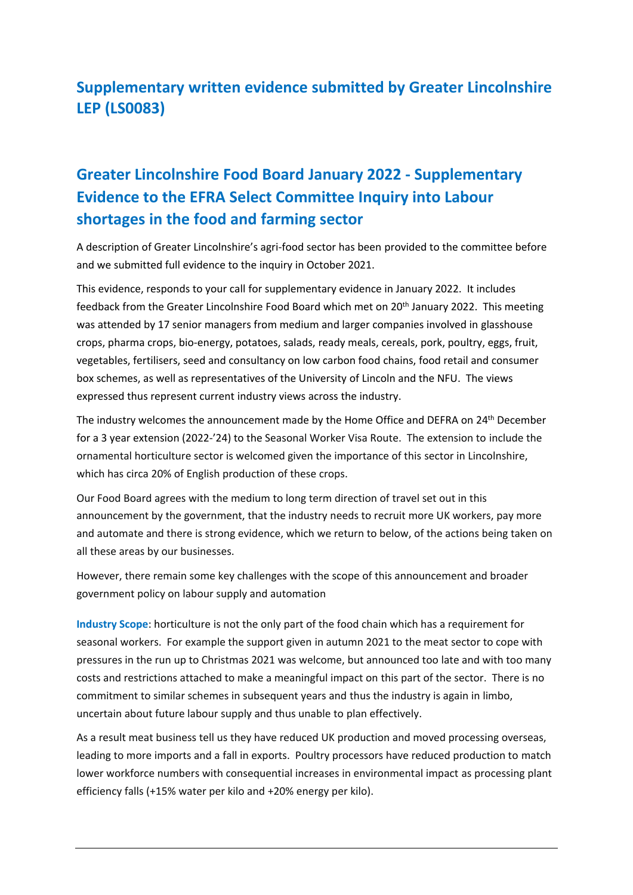# Supplementary written evidence submitted by Greater Lincolnshire LEP (LS0083)

## Greater Lincolnshire Food Board January 2022 - Supplementary Evidence to the EFRA Select Committee Inquiry into Labour shortages in the food and farming sector

A description of Greater Lincolnshire's agri-food sector has been provided to the committee before and we submitted full evidence to the inquiry in October 2021.

This evidence, responds to your call for supplementary evidence in January 2022. It includes feedback from the Greater Lincolnshire Food Board which met on 20th January 2022. This meeting was attended by 17 senior managers from medium and larger companies involved in glasshouse crops, pharma crops, bio-energy, potatoes, salads, ready meals, cereals, pork, poultry, eggs, fruit, vegetables, fertilisers, seed and consultancy on low carbon food chains, food retail and consumer box schemes, as well as representatives of the University of Lincoln and the NFU. The views expressed thus represent current industry views across the industry.

The industry welcomes the announcement made by the Home Office and DEFRA on 24th December for a 3 year extension (2022-'24) to the Seasonal Worker Visa Route. The extension to include the ornamental horticulture sector is welcomed given the importance of this sector in Lincolnshire, which has circa 20% of English production of these crops.

Our Food Board agrees with the medium to long term direction of travel set out in this announcement by the government, that the industry needs to recruit more UK workers, pay more and automate and there is strong evidence, which we return to below, of the actions being taken on all these areas by our businesses.

However, there remain some key challenges with the scope of this announcement and broader government policy on labour supply and automation

**Industry Scope**: horticulture is not the only part of the food chain which has a requirement for seasonal workers. For example the support given in autumn 2021 to the meat sector to cope with pressures in the run up to Christmas 2021 was welcome, but announced too late and with too many costs and restrictions attached to make a meaningful impact on this part of the sector. There is no commitment to similar schemes in subsequent years and thus the industry is again in limbo, uncertain about future labour supply and thus unable to plan effectively.

As a result meat business tell us they have reduced UK production and moved processing overseas, leading to more imports and a fall in exports. Poultry processors have reduced production to match lower workforce numbers with consequential increases in environmental impact as processing plant efficiency falls (+15% water per kilo and +20% energy per kilo).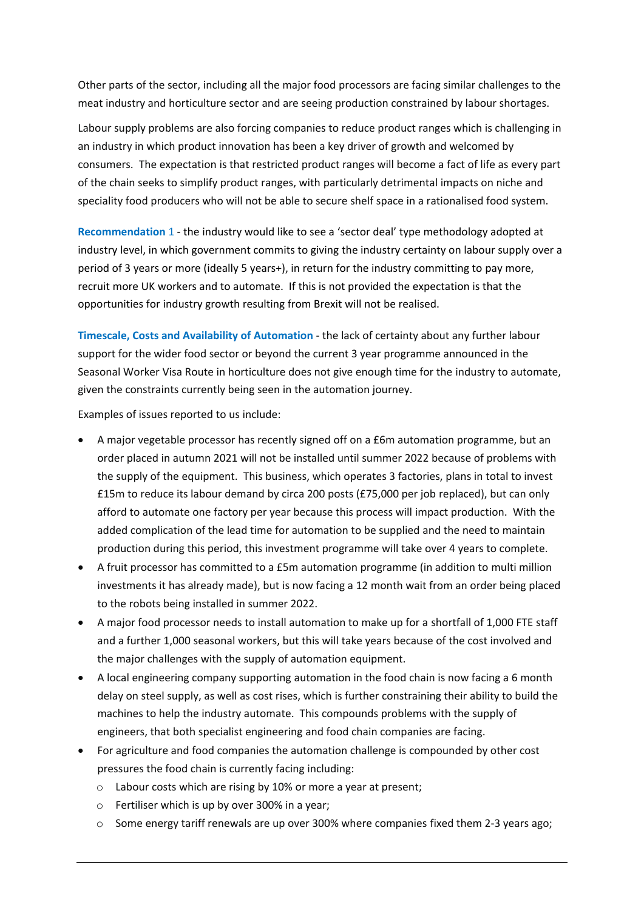Other parts of the sector, including all the major food processors are facing similar challenges to the meat industry and horticulture sector and are seeing production constrained by labour shortages.

Labour supply problems are also forcing companies to reduce product ranges which is challenging in an industry in which product innovation has been a key driver of growth and welcomed by consumers. The expectation is that restricted product ranges will become a fact of life as every part of the chain seeks to simplify product ranges, with particularly detrimental impacts on niche and speciality food producers who will not be able to secure shelf space in a rationalised food system.

**Recommendation 1** - the industry would like to see a 'sector deal' type methodology adopted at industry level, in which government commits to giving the industry certainty on labour supply over a period of 3 years or more (ideally 5 years+), in return for the industry committing to pay more, recruit more UK workers and to automate. If this is not provided the expectation is that the opportunities for industry growth resulting from Brexit will not be realised.

**Timescale, Costs and Availability of Automation** - the lack of certainty about any further labour support for the wider food sector or beyond the current 3 year programme announced in the Seasonal Worker Visa Route in horticulture does not give enough time for the industry to automate, given the constraints currently being seen in the automation journey.

Examples of issues reported to us include:

- A major vegetable processor has recently signed off on a £6m automation programme, but an order placed in autumn 2021 will not be installed until summer 2022 because of problems with the supply of the equipment. This business, which operates 3 factories, plans in total to invest £15m to reduce its labour demand by circa 200 posts (£75,000 per job replaced), but can only afford to automate one factory per year because this process will impact production. With the added complication of the lead time for automation to be supplied and the need to maintain production during this period, this investment programme will take over 4 years to complete.
- A fruit processor has committed to a £5m automation programme (in addition to multi million investments it has already made), but is now facing a 12 month wait from an order being placed to the robots being installed in summer 2022.
- A major food processor needs to install automation to make up for a shortfall of 1,000 FTE staff and a further 1,000 seasonal workers, but this will take years because of the cost involved and the major challenges with the supply of automation equipment.
- A local engineering company supporting automation in the food chain is now facing a 6 month delay on steel supply, as well as cost rises, which is further constraining their ability to build the machines to help the industry automate. This compounds problems with the supply of engineers, that both specialist engineering and food chain companies are facing.
- For agriculture and food companies the automation challenge is compounded by other cost pressures the food chain is currently facing including:
  - Labour costs which are rising by 10% or more a year at present;
  - Fertiliser which is up by over 300% in a year;
  - Some energy tariff renewals are up over 300% where companies fixed them 2-3 years ago;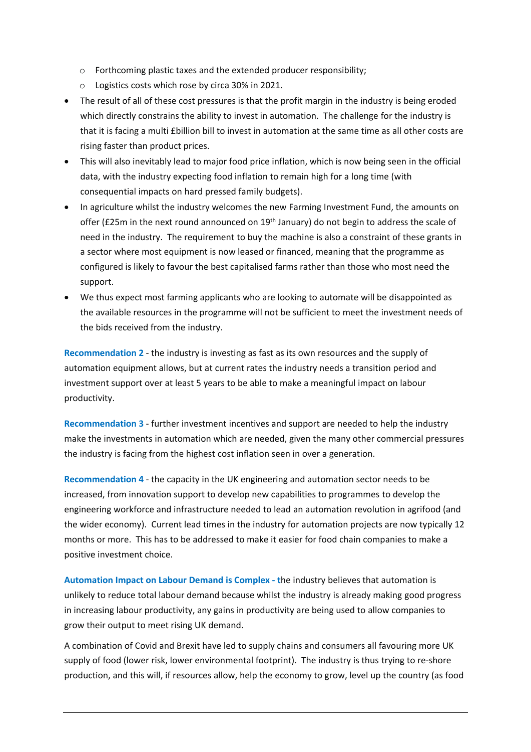- Forthcoming plastic taxes and the extended producer responsibility;
  - Logistics costs which rose by circa 30% in 2021.
- The result of all of these cost pressures is that the profit margin in the industry is being eroded which directly constrains the ability to invest in automation. The challenge for the industry is that it is facing a multi £billion bill to invest in automation at the same time as all other costs are rising faster than product prices.
- This will also inevitably lead to major food price inflation, which is now being seen in the official data, with the industry expecting food inflation to remain high for a long time (with consequential impacts on hard pressed family budgets).
- In agriculture whilst the industry welcomes the new Farming Investment Fund, the amounts on offer (£25m in the next round announced on 19th January) do not begin to address the scale of need in the industry. The requirement to buy the machine is also a constraint of these grants in a sector where most equipment is now leased or financed, meaning that the programme as configured is likely to favour the best capitalised farms rather than those who most need the support.
- We thus expect most farming applicants who are looking to automate will be disappointed as the available resources in the programme will not be sufficient to meet the investment needs of the bids received from the industry.

**Recommendation 2** - the industry is investing as fast as its own resources and the supply of automation equipment allows, but at current rates the industry needs a transition period and investment support over at least 5 years to be able to make a meaningful impact on labour productivity.

**Recommendation 3** - further investment incentives and support are needed to help the industry make the investments in automation which are needed, given the many other commercial pressures the industry is facing from the highest cost inflation seen in over a generation.

**Recommendation 4** - the capacity in the UK engineering and automation sector needs to be increased, from innovation support to develop new capabilities to programmes to develop the engineering workforce and infrastructure needed to lead an automation revolution in agrifood (and the wider economy). Current lead times in the industry for automation projects are now typically 12 months or more. This has to be addressed to make it easier for food chain companies to make a positive investment choice.

**Automation Impact on Labour Demand is Complex -** the industry believes that automation is unlikely to reduce total labour demand because whilst the industry is already making good progress in increasing labour productivity, any gains in productivity are being used to allow companies to grow their output to meet rising UK demand.

A combination of Covid and Brexit have led to supply chains and consumers all favouring more UK supply of food (lower risk, lower environmental footprint). The industry is thus trying to re-shore production, and this will, if resources allow, help the economy to grow, level up the country (as food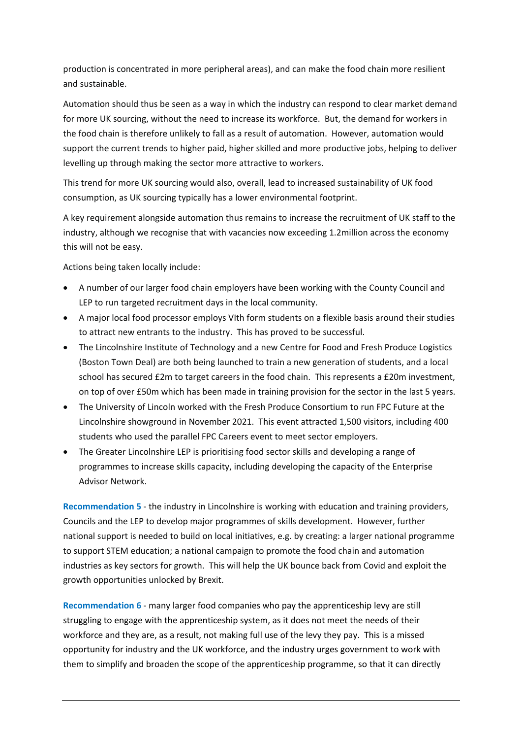production is concentrated in more peripheral areas), and can make the food chain more resilient and sustainable.

Automation should thus be seen as a way in which the industry can respond to clear market demand for more UK sourcing, without the need to increase its workforce. But, the demand for workers in the food chain is therefore unlikely to fall as a result of automation. However, automation would support the current trends to higher paid, higher skilled and more productive jobs, helping to deliver levelling up through making the sector more attractive to workers.

This trend for more UK sourcing would also, overall, lead to increased sustainability of UK food consumption, as UK sourcing typically has a lower environmental footprint.

A key requirement alongside automation thus remains to increase the recruitment of UK staff to the industry, although we recognise that with vacancies now exceeding 1.2million across the economy this will not be easy.

Actions being taken locally include:

- A number of our larger food chain employers have been working with the County Council and LEP to run targeted recruitment days in the local community.
- A major local food processor employs VIth form students on a flexible basis around their studies to attract new entrants to the industry. This has proved to be successful.
- The Lincolnshire Institute of Technology and a new Centre for Food and Fresh Produce Logistics (Boston Town Deal) are both being launched to train a new generation of students, and a local school has secured £2m to target careers in the food chain. This represents a £20m investment, on top of over £50m which has been made in training provision for the sector in the last 5 years.
- The University of Lincoln worked with the Fresh Produce Consortium to run FPC Future at the Lincolnshire showground in November 2021. This event attracted 1,500 visitors, including 400 students who used the parallel FPC Careers event to meet sector employers.
- The Greater Lincolnshire LEP is prioritising food sector skills and developing a range of programmes to increase skills capacity, including developing the capacity of the Enterprise Advisor Network.

**Recommendation 5** - the industry in Lincolnshire is working with education and training providers, Councils and the LEP to develop major programmes of skills development. However, further national support is needed to build on local initiatives, e.g. by creating: a larger national programme to support STEM education; a national campaign to promote the food chain and automation industries as key sectors for growth. This will help the UK bounce back from Covid and exploit the growth opportunities unlocked by Brexit.

**Recommendation 6** - many larger food companies who pay the apprenticeship levy are still struggling to engage with the apprenticeship system, as it does not meet the needs of their workforce and they are, as a result, not making full use of the levy they pay. This is a missed opportunity for industry and the UK workforce, and the industry urges government to work with them to simplify and broaden the scope of the apprenticeship programme, so that it can directly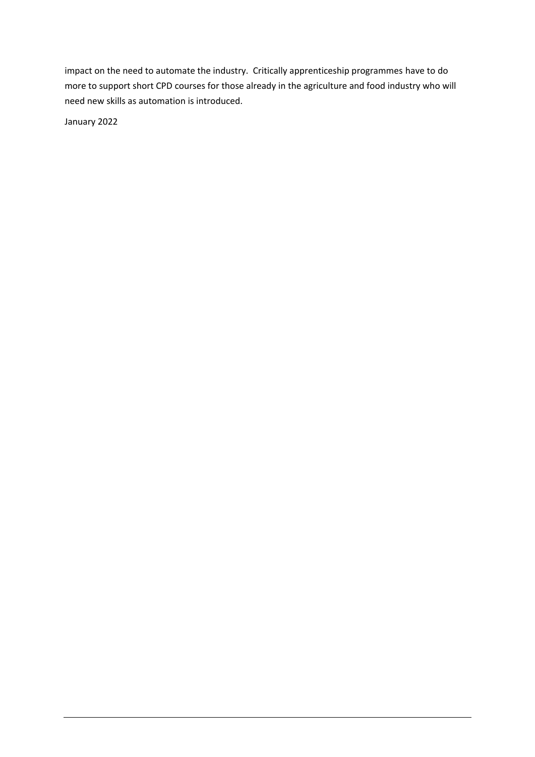impact on the need to automate the industry. Critically apprenticeship programmes have to do more to support short CPD courses for those already in the agriculture and food industry who will need new skills as automation is introduced.

January 2022